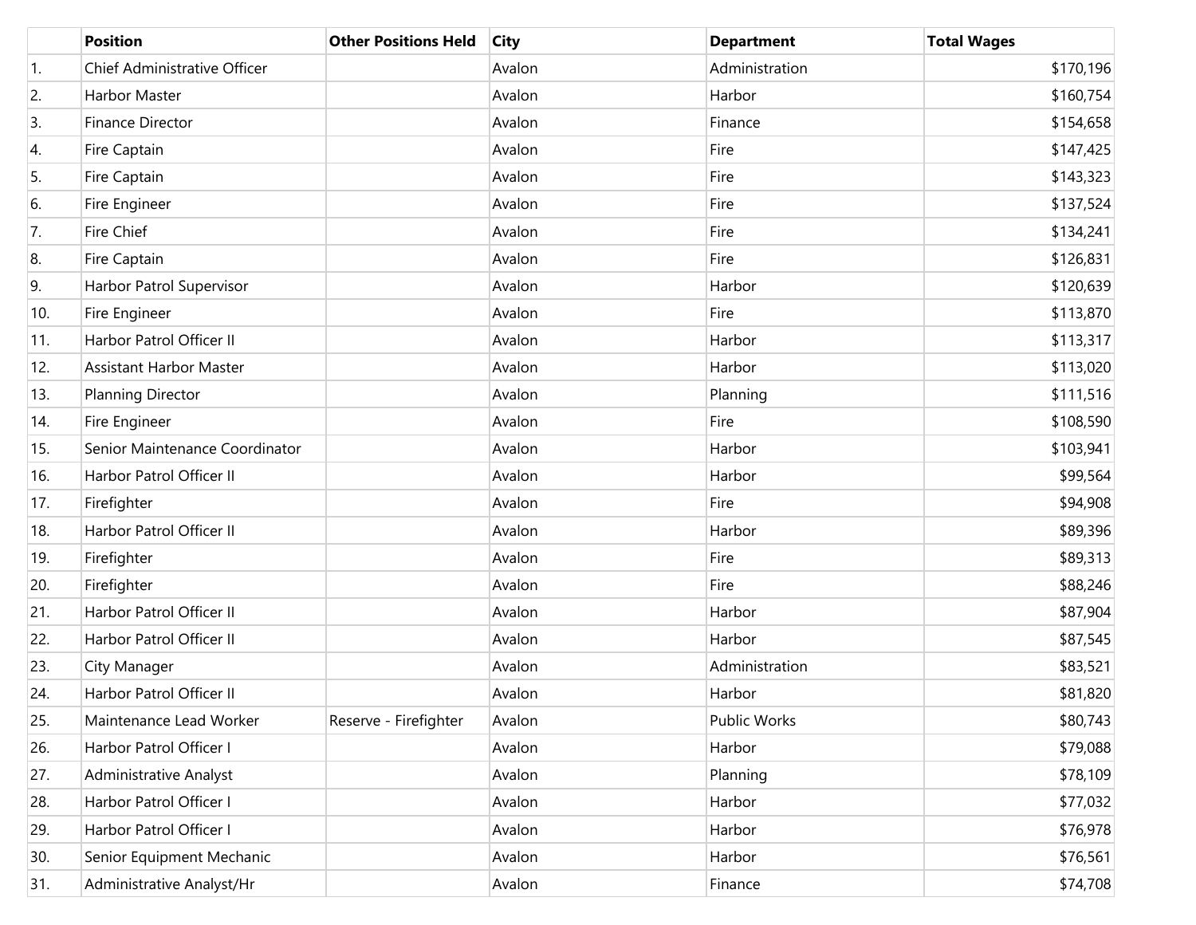| | Position | Other Positions Held | City | Department | Total Wages |
|---|---|---|---|---|---|
| 1. | Chief Administrative Officer | | Avalon | Administration | $170,196 |
| 2. | Harbor Master | | Avalon | Harbor | $160,754 |
| 3. | Finance Director | | Avalon | Finance | $154,658 |
| 4. | Fire Captain | | Avalon | Fire | $147,425 |
| 5. | Fire Captain | | Avalon | Fire | $143,323 |
| 6. | Fire Engineer | | Avalon | Fire | $137,524 |
| 7. | Fire Chief | | Avalon | Fire | $134,241 |
| 8. | Fire Captain | | Avalon | Fire | $126,831 |
| 9. | Harbor Patrol Supervisor | | Avalon | Harbor | $120,639 |
| 10. | Fire Engineer | | Avalon | Fire | $113,870 |
| 11. | Harbor Patrol Officer II | | Avalon | Harbor | $113,317 |
| 12. | Assistant Harbor Master | | Avalon | Harbor | $113,020 |
| 13. | Planning Director | | Avalon | Planning | $111,516 |
| 14. | Fire Engineer | | Avalon | Fire | $108,590 |
| 15. | Senior Maintenance Coordinator | | Avalon | Harbor | $103,941 |
| 16. | Harbor Patrol Officer II | | Avalon | Harbor | $99,564 |
| 17. | Firefighter | | Avalon | Fire | $94,908 |
| 18. | Harbor Patrol Officer II | | Avalon | Harbor | $89,396 |
| 19. | Firefighter | | Avalon | Fire | $89,313 |
| 20. | Firefighter | | Avalon | Fire | $88,246 |
| 21. | Harbor Patrol Officer II | | Avalon | Harbor | $87,904 |
| 22. | Harbor Patrol Officer II | | Avalon | Harbor | $87,545 |
| 23. | City Manager | | Avalon | Administration | $83,521 |
| 24. | Harbor Patrol Officer II | | Avalon | Harbor | $81,820 |
| 25. | Maintenance Lead Worker | Reserve - Firefighter | Avalon | Public Works | $80,743 |
| 26. | Harbor Patrol Officer I | | Avalon | Harbor | $79,088 |
| 27. | Administrative Analyst | | Avalon | Planning | $78,109 |
| 28. | Harbor Patrol Officer I | | Avalon | Harbor | $77,032 |
| 29. | Harbor Patrol Officer I | | Avalon | Harbor | $76,978 |
| 30. | Senior Equipment Mechanic | | Avalon | Harbor | $76,561 |
| 31. | Administrative Analyst/Hr | | Avalon | Finance | $74,708 |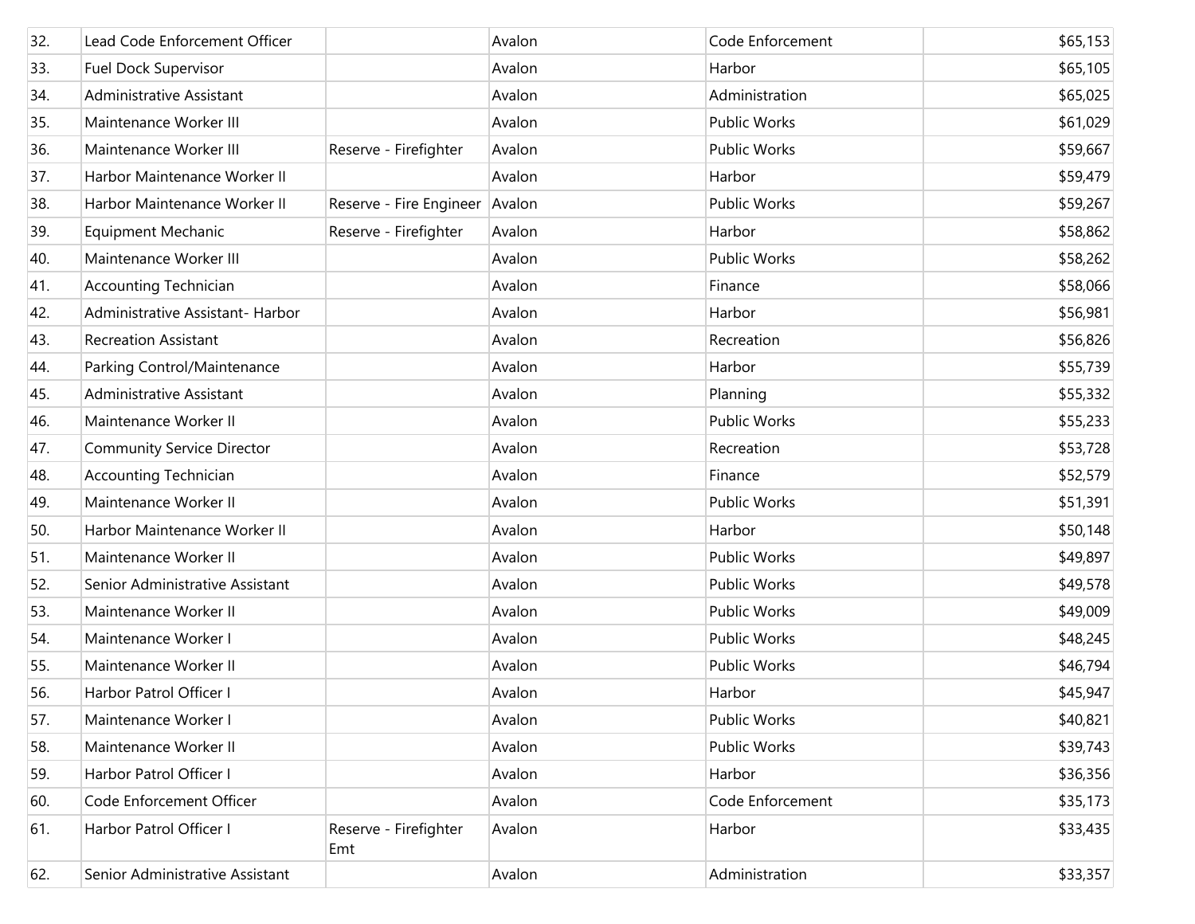| | | | | | |
|---|---|---|---|---|---|
| 32. | Lead Code Enforcement Officer | | Avalon | Code Enforcement | $65,153 |
| 33. | Fuel Dock Supervisor | | Avalon | Harbor | $65,105 |
| 34. | Administrative Assistant | | Avalon | Administration | $65,025 |
| 35. | Maintenance Worker III | | Avalon | Public Works | $61,029 |
| 36. | Maintenance Worker III | Reserve - Firefighter | Avalon | Public Works | $59,667 |
| 37. | Harbor Maintenance Worker II | | Avalon | Harbor | $59,479 |
| 38. | Harbor Maintenance Worker II | Reserve - Fire Engineer | Avalon | Public Works | $59,267 |
| 39. | Equipment Mechanic | Reserve - Firefighter | Avalon | Harbor | $58,862 |
| 40. | Maintenance Worker III | | Avalon | Public Works | $58,262 |
| 41. | Accounting Technician | | Avalon | Finance | $58,066 |
| 42. | Administrative Assistant- Harbor | | Avalon | Harbor | $56,981 |
| 43. | Recreation Assistant | | Avalon | Recreation | $56,826 |
| 44. | Parking Control/Maintenance | | Avalon | Harbor | $55,739 |
| 45. | Administrative Assistant | | Avalon | Planning | $55,332 |
| 46. | Maintenance Worker II | | Avalon | Public Works | $55,233 |
| 47. | Community Service Director | | Avalon | Recreation | $53,728 |
| 48. | Accounting Technician | | Avalon | Finance | $52,579 |
| 49. | Maintenance Worker II | | Avalon | Public Works | $51,391 |
| 50. | Harbor Maintenance Worker II | | Avalon | Harbor | $50,148 |
| 51. | Maintenance Worker II | | Avalon | Public Works | $49,897 |
| 52. | Senior Administrative Assistant | | Avalon | Public Works | $49,578 |
| 53. | Maintenance Worker II | | Avalon | Public Works | $49,009 |
| 54. | Maintenance Worker I | | Avalon | Public Works | $48,245 |
| 55. | Maintenance Worker II | | Avalon | Public Works | $46,794 |
| 56. | Harbor Patrol Officer I | | Avalon | Harbor | $45,947 |
| 57. | Maintenance Worker I | | Avalon | Public Works | $40,821 |
| 58. | Maintenance Worker II | | Avalon | Public Works | $39,743 |
| 59. | Harbor Patrol Officer I | | Avalon | Harbor | $36,356 |
| 60. | Code Enforcement Officer | | Avalon | Code Enforcement | $35,173 |
| 61. | Harbor Patrol Officer I | Reserve - Firefighter Emt | Avalon | Harbor | $33,435 |
| 62. | Senior Administrative Assistant | | Avalon | Administration | $33,357 |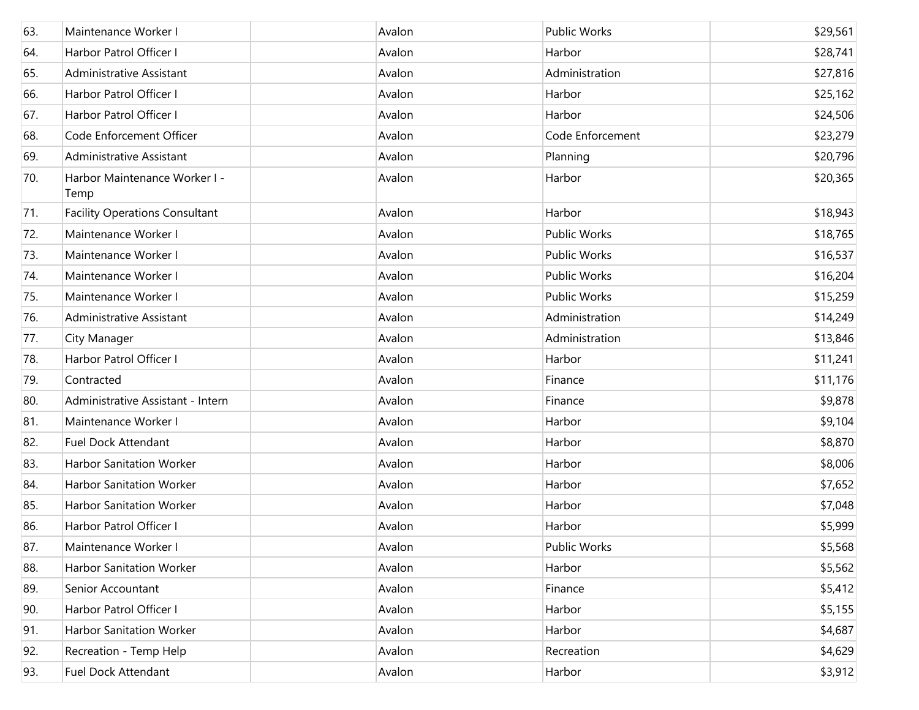| | | | | | |
|---|---|---|---|---|---|
| 63. | Maintenance Worker I | | Avalon | Public Works | $29,561 |
| 64. | Harbor Patrol Officer I | | Avalon | Harbor | $28,741 |
| 65. | Administrative Assistant | | Avalon | Administration | $27,816 |
| 66. | Harbor Patrol Officer I | | Avalon | Harbor | $25,162 |
| 67. | Harbor Patrol Officer I | | Avalon | Harbor | $24,506 |
| 68. | Code Enforcement Officer | | Avalon | Code Enforcement | $23,279 |
| 69. | Administrative Assistant | | Avalon | Planning | $20,796 |
| 70. | Harbor Maintenance Worker I - Temp | | Avalon | Harbor | $20,365 |
| 71. | Facility Operations Consultant | | Avalon | Harbor | $18,943 |
| 72. | Maintenance Worker I | | Avalon | Public Works | $18,765 |
| 73. | Maintenance Worker I | | Avalon | Public Works | $16,537 |
| 74. | Maintenance Worker I | | Avalon | Public Works | $16,204 |
| 75. | Maintenance Worker I | | Avalon | Public Works | $15,259 |
| 76. | Administrative Assistant | | Avalon | Administration | $14,249 |
| 77. | City Manager | | Avalon | Administration | $13,846 |
| 78. | Harbor Patrol Officer I | | Avalon | Harbor | $11,241 |
| 79. | Contracted | | Avalon | Finance | $11,176 |
| 80. | Administrative Assistant - Intern | | Avalon | Finance | $9,878 |
| 81. | Maintenance Worker I | | Avalon | Harbor | $9,104 |
| 82. | Fuel Dock Attendant | | Avalon | Harbor | $8,870 |
| 83. | Harbor Sanitation Worker | | Avalon | Harbor | $8,006 |
| 84. | Harbor Sanitation Worker | | Avalon | Harbor | $7,652 |
| 85. | Harbor Sanitation Worker | | Avalon | Harbor | $7,048 |
| 86. | Harbor Patrol Officer I | | Avalon | Harbor | $5,999 |
| 87. | Maintenance Worker I | | Avalon | Public Works | $5,568 |
| 88. | Harbor Sanitation Worker | | Avalon | Harbor | $5,562 |
| 89. | Senior Accountant | | Avalon | Finance | $5,412 |
| 90. | Harbor Patrol Officer I | | Avalon | Harbor | $5,155 |
| 91. | Harbor Sanitation Worker | | Avalon | Harbor | $4,687 |
| 92. | Recreation - Temp Help | | Avalon | Recreation | $4,629 |
| 93. | Fuel Dock Attendant | | Avalon | Harbor | $3,912 |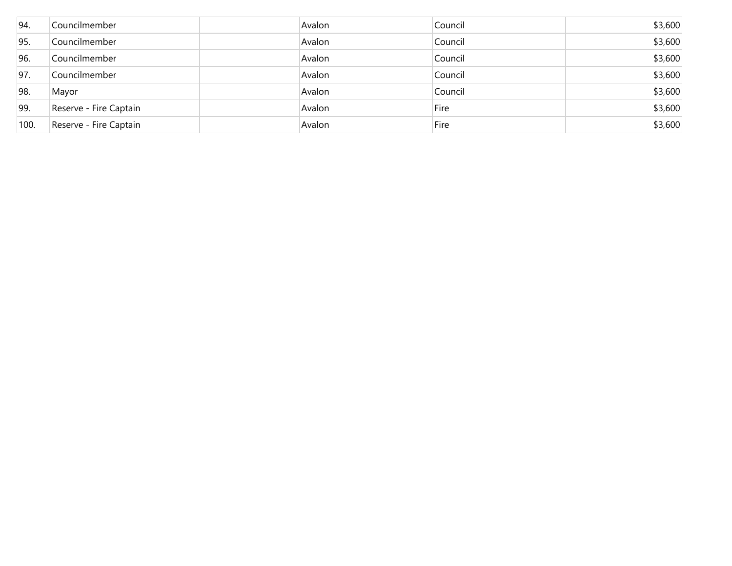| | | | | | |
|---|---|---|---|---|---|
| 94. | Councilmember | | Avalon | Council | $3,600 |
| 95. | Councilmember | | Avalon | Council | $3,600 |
| 96. | Councilmember | | Avalon | Council | $3,600 |
| 97. | Councilmember | | Avalon | Council | $3,600 |
| 98. | Mayor | | Avalon | Council | $3,600 |
| 99. | Reserve - Fire Captain | | Avalon | Fire | $3,600 |
| 100. | Reserve - Fire Captain | | Avalon | Fire | $3,600 |